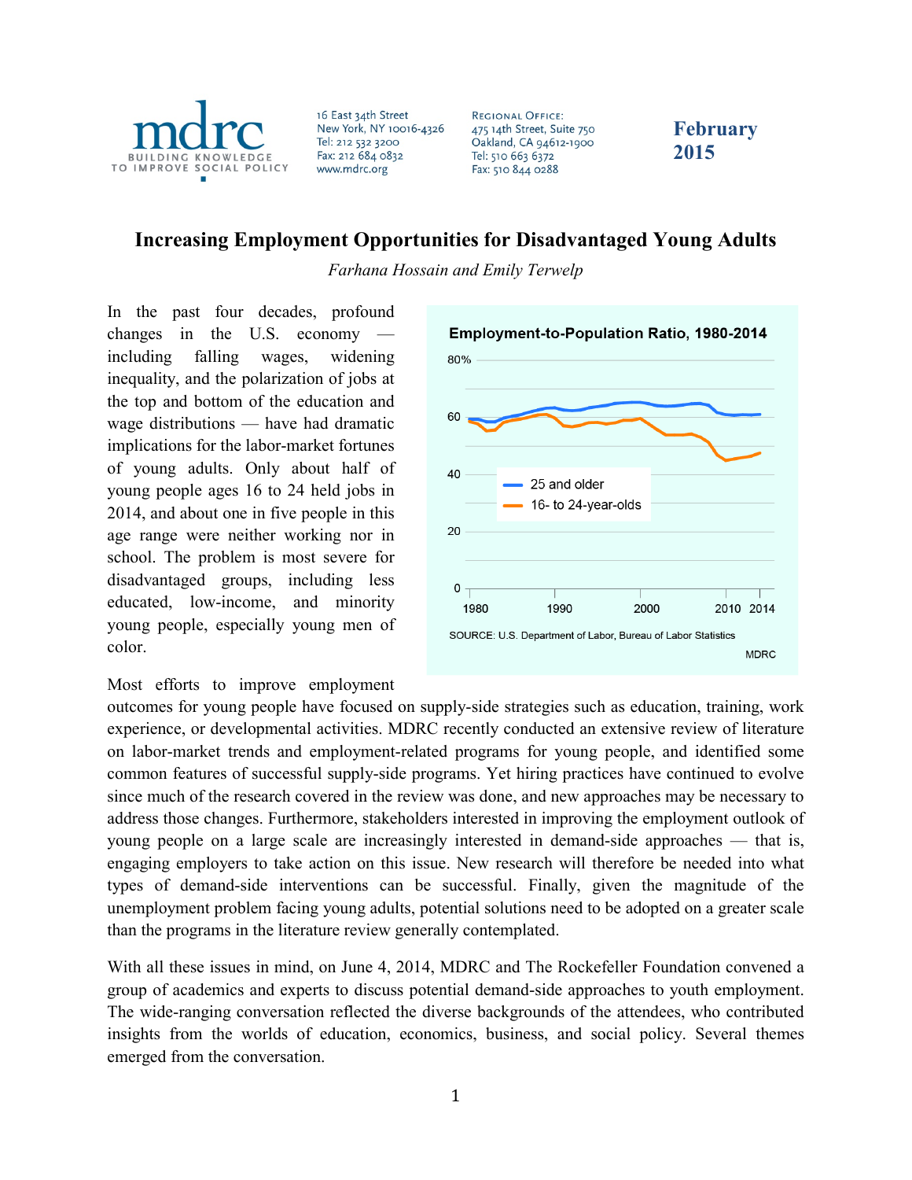mdrc
BUILDING KNOWLEDGE TO IMPROVE SOCIAL POLICY

16 East 34th Street
New York, NY 10016-4326
Tel: 212 532 3200
Fax: 212 684 0832
www.mdrc.org

REGIONAL OFFICE:
475 14th Street, Suite 750
Oakland, CA 94612-1900
Tel: 510 663 6372
Fax: 510 844 0288

**February 2015**

# Increasing Employment Opportunities for Disadvantaged Young Adults

*Farhana Hossain and Emily Terwelp*

In the past four decades, profound changes in the U.S. economy — including falling wages, widening inequality, and the polarization of jobs at the top and bottom of the education and wage distributions — have had dramatic implications for the labor-market fortunes of young adults. Only about half of young people ages 16 to 24 held jobs in 2014, and about one in five people in this age range were neither working nor in school. The problem is most severe for disadvantaged groups, including less educated, low-income, and minority young people, especially young men of color.

**Employment-to-Population Ratio, 1980-2014**

(Line chart: 25 and older; 16- to 24-year-olds. Y-axis 0–80%; X-axis 1980, 1990, 2000, 2010, 2014.)

SOURCE: U.S. Department of Labor, Bureau of Labor Statistics

MDRC

Most efforts to improve employment outcomes for young people have focused on supply-side strategies such as education, training, work experience, or developmental activities. MDRC recently conducted an extensive review of literature on labor-market trends and employment-related programs for young people, and identified some common features of successful supply-side programs. Yet hiring practices have continued to evolve since much of the research covered in the review was done, and new approaches may be necessary to address those changes. Furthermore, stakeholders interested in improving the employment outlook of young people on a large scale are increasingly interested in demand-side approaches — that is, engaging employers to take action on this issue. New research will therefore be needed into what types of demand-side interventions can be successful. Finally, given the magnitude of the unemployment problem facing young adults, potential solutions need to be adopted on a greater scale than the programs in the literature review generally contemplated.

With all these issues in mind, on June 4, 2014, MDRC and The Rockefeller Foundation convened a group of academics and experts to discuss potential demand-side approaches to youth employment. The wide-ranging conversation reflected the diverse backgrounds of the attendees, who contributed insights from the worlds of education, economics, business, and social policy. Several themes emerged from the conversation.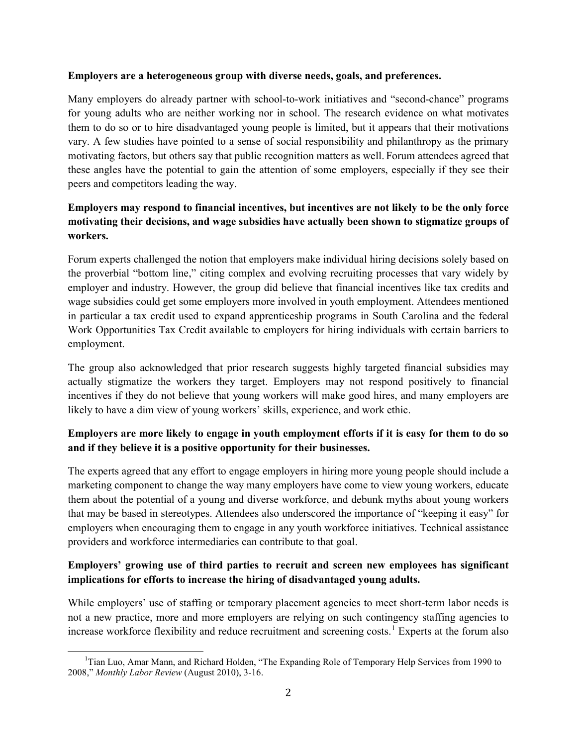**Employers are a heterogeneous group with diverse needs, goals, and preferences.**

Many employers do already partner with school-to-work initiatives and "second-chance" programs for young adults who are neither working nor in school. The research evidence on what motivates them to do so or to hire disadvantaged young people is limited, but it appears that their motivations vary. A few studies have pointed to a sense of social responsibility and philanthropy as the primary motivating factors, but others say that public recognition matters as well. Forum attendees agreed that these angles have the potential to gain the attention of some employers, especially if they see their peers and competitors leading the way.

**Employers may respond to financial incentives, but incentives are not likely to be the only force motivating their decisions, and wage subsidies have actually been shown to stigmatize groups of workers.**

Forum experts challenged the notion that employers make individual hiring decisions solely based on the proverbial "bottom line," citing complex and evolving recruiting processes that vary widely by employer and industry. However, the group did believe that financial incentives like tax credits and wage subsidies could get some employers more involved in youth employment. Attendees mentioned in particular a tax credit used to expand apprenticeship programs in South Carolina and the federal Work Opportunities Tax Credit available to employers for hiring individuals with certain barriers to employment.

The group also acknowledged that prior research suggests highly targeted financial subsidies may actually stigmatize the workers they target. Employers may not respond positively to financial incentives if they do not believe that young workers will make good hires, and many employers are likely to have a dim view of young workers' skills, experience, and work ethic.

**Employers are more likely to engage in youth employment efforts if it is easy for them to do so and if they believe it is a positive opportunity for their businesses.**

The experts agreed that any effort to engage employers in hiring more young people should include a marketing component to change the way many employers have come to view young workers, educate them about the potential of a young and diverse workforce, and debunk myths about young workers that may be based in stereotypes. Attendees also underscored the importance of "keeping it easy" for employers when encouraging them to engage in any youth workforce initiatives. Technical assistance providers and workforce intermediaries can contribute to that goal.

**Employers' growing use of third parties to recruit and screen new employees has significant implications for efforts to increase the hiring of disadvantaged young adults.**

While employers' use of staffing or temporary placement agencies to meet short-term labor needs is not a new practice, more and more employers are relying on such contingency staffing agencies to increase workforce flexibility and reduce recruitment and screening costs.[1] Experts at the forum also

[1] Tian Luo, Amar Mann, and Richard Holden, "The Expanding Role of Temporary Help Services from 1990 to 2008," *Monthly Labor Review* (August 2010), 3-16.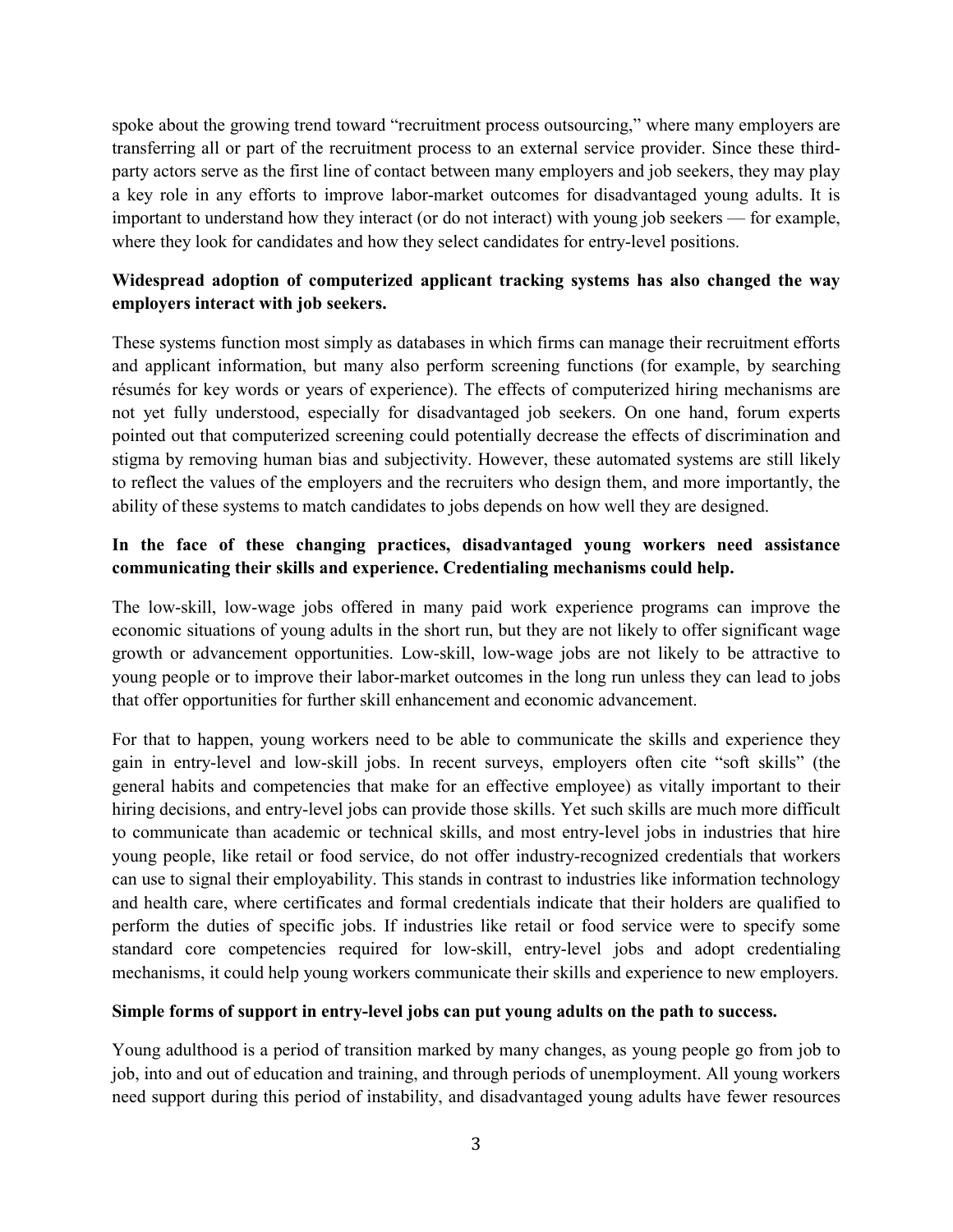spoke about the growing trend toward "recruitment process outsourcing," where many employers are transferring all or part of the recruitment process to an external service provider. Since these third-party actors serve as the first line of contact between many employers and job seekers, they may play a key role in any efforts to improve labor-market outcomes for disadvantaged young adults. It is important to understand how they interact (or do not interact) with young job seekers — for example, where they look for candidates and how they select candidates for entry-level positions.

**Widespread adoption of computerized applicant tracking systems has also changed the way employers interact with job seekers.**

These systems function most simply as databases in which firms can manage their recruitment efforts and applicant information, but many also perform screening functions (for example, by searching résumés for key words or years of experience). The effects of computerized hiring mechanisms are not yet fully understood, especially for disadvantaged job seekers. On one hand, forum experts pointed out that computerized screening could potentially decrease the effects of discrimination and stigma by removing human bias and subjectivity. However, these automated systems are still likely to reflect the values of the employers and the recruiters who design them, and more importantly, the ability of these systems to match candidates to jobs depends on how well they are designed.

**In the face of these changing practices, disadvantaged young workers need assistance communicating their skills and experience. Credentialing mechanisms could help.**

The low-skill, low-wage jobs offered in many paid work experience programs can improve the economic situations of young adults in the short run, but they are not likely to offer significant wage growth or advancement opportunities. Low-skill, low-wage jobs are not likely to be attractive to young people or to improve their labor-market outcomes in the long run unless they can lead to jobs that offer opportunities for further skill enhancement and economic advancement.

For that to happen, young workers need to be able to communicate the skills and experience they gain in entry-level and low-skill jobs. In recent surveys, employers often cite "soft skills" (the general habits and competencies that make for an effective employee) as vitally important to their hiring decisions, and entry-level jobs can provide those skills. Yet such skills are much more difficult to communicate than academic or technical skills, and most entry-level jobs in industries that hire young people, like retail or food service, do not offer industry-recognized credentials that workers can use to signal their employability. This stands in contrast to industries like information technology and health care, where certificates and formal credentials indicate that their holders are qualified to perform the duties of specific jobs. If industries like retail or food service were to specify some standard core competencies required for low-skill, entry-level jobs and adopt credentialing mechanisms, it could help young workers communicate their skills and experience to new employers.

**Simple forms of support in entry-level jobs can put young adults on the path to success.**

Young adulthood is a period of transition marked by many changes, as young people go from job to job, into and out of education and training, and through periods of unemployment. All young workers need support during this period of instability, and disadvantaged young adults have fewer resources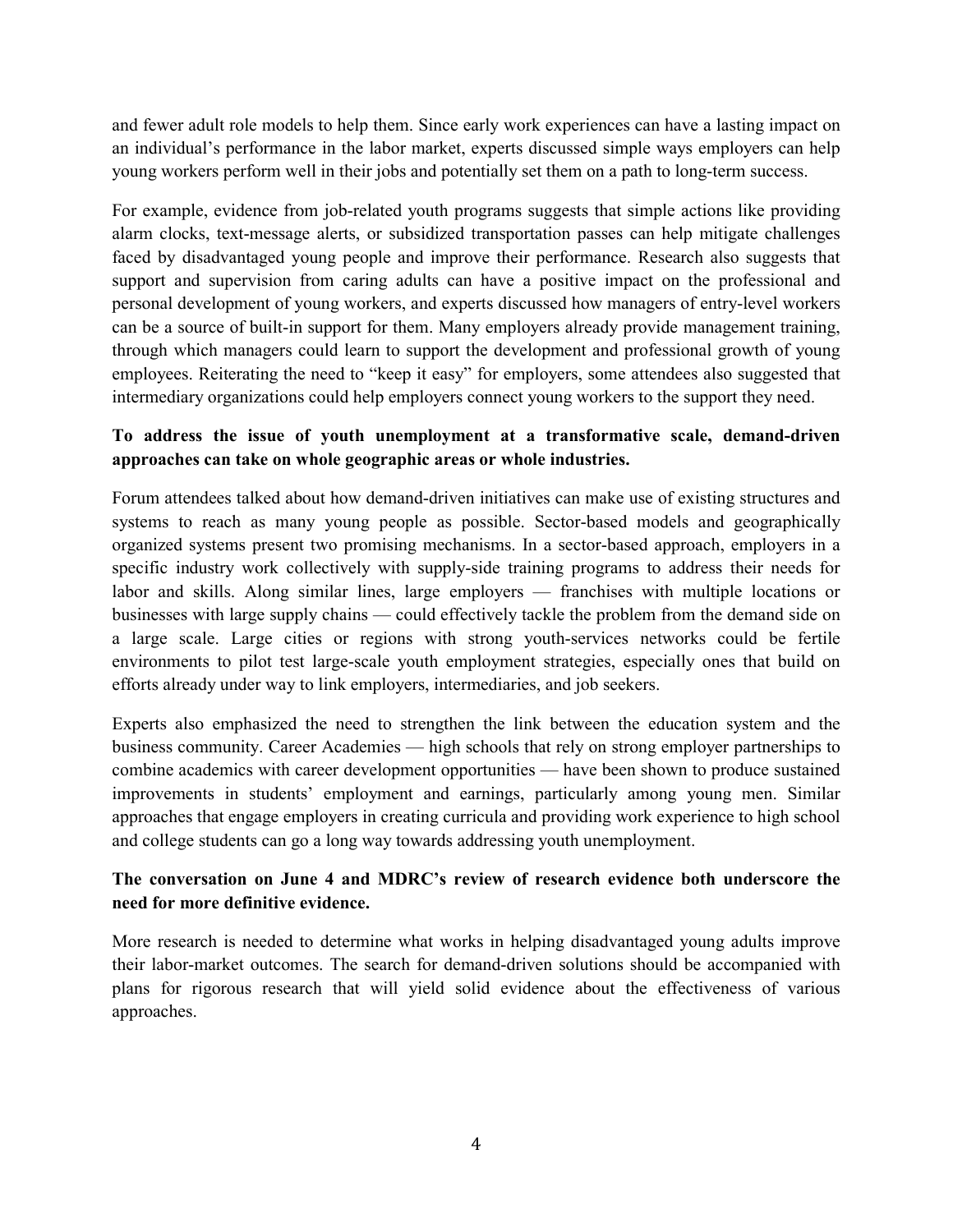and fewer adult role models to help them. Since early work experiences can have a lasting impact on an individual's performance in the labor market, experts discussed simple ways employers can help young workers perform well in their jobs and potentially set them on a path to long-term success.

For example, evidence from job-related youth programs suggests that simple actions like providing alarm clocks, text-message alerts, or subsidized transportation passes can help mitigate challenges faced by disadvantaged young people and improve their performance. Research also suggests that support and supervision from caring adults can have a positive impact on the professional and personal development of young workers, and experts discussed how managers of entry-level workers can be a source of built-in support for them. Many employers already provide management training, through which managers could learn to support the development and professional growth of young employees. Reiterating the need to "keep it easy" for employers, some attendees also suggested that intermediary organizations could help employers connect young workers to the support they need.

**To address the issue of youth unemployment at a transformative scale, demand-driven approaches can take on whole geographic areas or whole industries.**

Forum attendees talked about how demand-driven initiatives can make use of existing structures and systems to reach as many young people as possible. Sector-based models and geographically organized systems present two promising mechanisms. In a sector-based approach, employers in a specific industry work collectively with supply-side training programs to address their needs for labor and skills. Along similar lines, large employers — franchises with multiple locations or businesses with large supply chains — could effectively tackle the problem from the demand side on a large scale. Large cities or regions with strong youth-services networks could be fertile environments to pilot test large-scale youth employment strategies, especially ones that build on efforts already under way to link employers, intermediaries, and job seekers.

Experts also emphasized the need to strengthen the link between the education system and the business community. Career Academies — high schools that rely on strong employer partnerships to combine academics with career development opportunities — have been shown to produce sustained improvements in students' employment and earnings, particularly among young men. Similar approaches that engage employers in creating curricula and providing work experience to high school and college students can go a long way towards addressing youth unemployment.

**The conversation on June 4 and MDRC's review of research evidence both underscore the need for more definitive evidence.**

More research is needed to determine what works in helping disadvantaged young adults improve their labor-market outcomes. The search for demand-driven solutions should be accompanied with plans for rigorous research that will yield solid evidence about the effectiveness of various approaches.